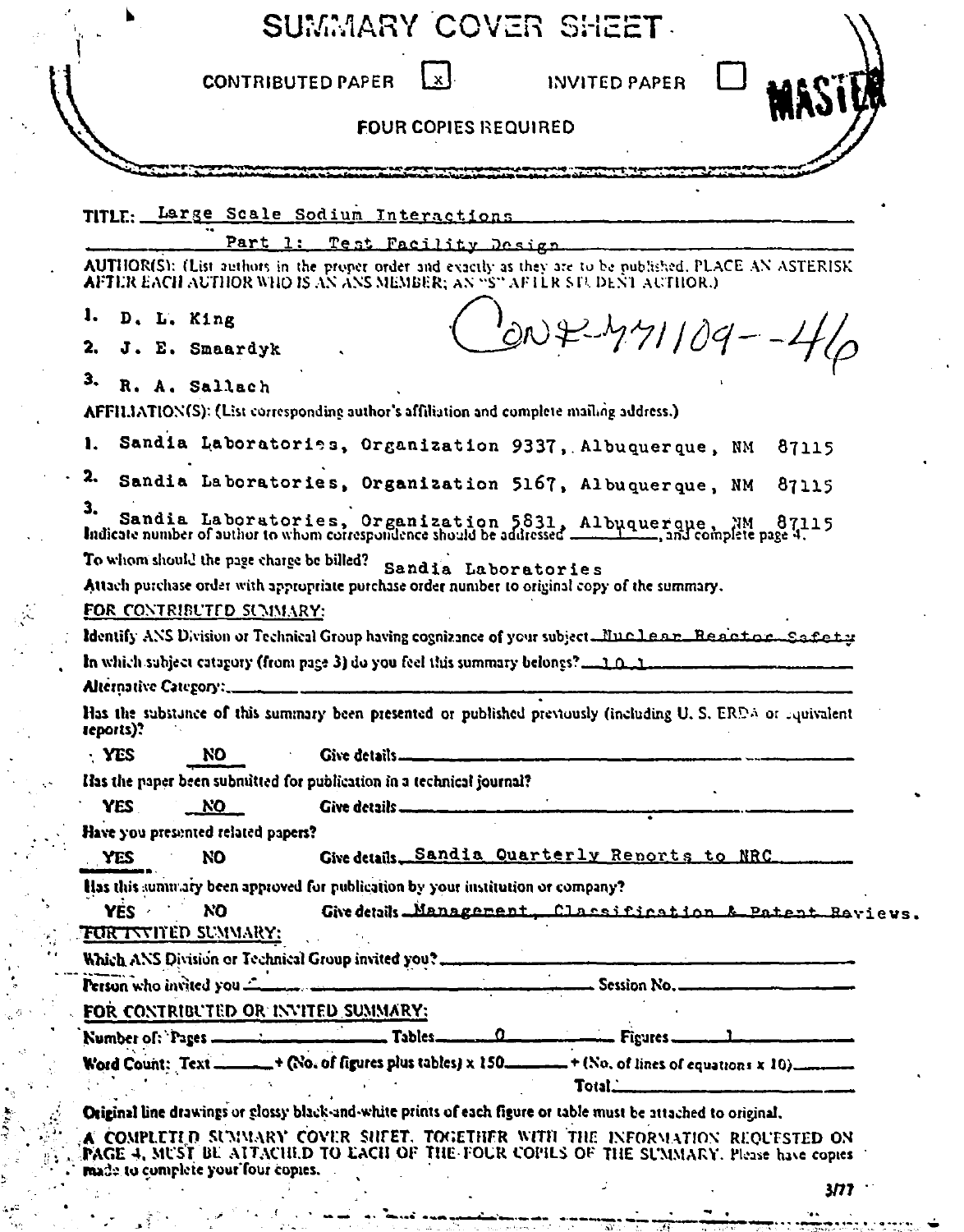# SUMMARY COVER SHEET

CONTRIBUTED PAPER [x] INVITED PAPER [ ]

MASTER

FOUR COPIES REQUIRED

TITLE: Large Scale Sodium Interactions
Part 1: Test Facility Design

AUTHOR(S): (List authors in the proper order and exactly as they are to be published. PLACE AN ASTERISK AFTER EACH AUTHOR WHO IS AN ANS MEMBER; AN "S" AFTER STUDENT AUTHOR.)

1. D. L. King
2. J. E. Smaardyk
3. R. A. Sallach

CONF-771109--46

AFFILIATION(S): (List corresponding author's affiliation and complete mailing address.)

1. Sandia Laboratories, Organization 9337, Albuquerque, NM 87115
2. Sandia Laboratories, Organization 5167, Albuquerque, NM 87115
3. Sandia Laboratories, Organization 5831, Albuquerque, NM 87115

Indicate number of author to whom correspondence should be addressed 1, and complete page 4.

To whom should the page charge be billed? Sandia Laboratories

Attach purchase order with appropriate purchase order number to original copy of the summary.

## FOR CONTRIBUTED SUMMARY:

Identify ANS Division or Technical Group having cognizance of your subject Nuclear Reactor Safety

In which subject category (from page 3) do you feel this summary belongs? 10.1

Alternative Category: \_\_\_\_\_\_

Has the substance of this summary been presented or published previously (including U. S. ERDA or equivalent reports)?

YES NO (underlined) Give details \_\_\_\_\_\_

Has the paper been submitted for publication in a technical journal?

YES NO (underlined) Give details \_\_\_\_\_\_

Have you presented related papers?

YES (underlined) NO Give details Sandia Quarterly Reports to NRC

Has this summary been approved for publication by your institution or company?

YES NO Give details Management, Classification & Patent Reviews.

## FOR INVITED SUMMARY:

Which ANS Division or Technical Group invited you? \_\_\_\_\_\_

Person who invited you \_\_\_\_\_\_ Session No. \_\_\_\_\_\_

## FOR CONTRIBUTED OR INVITED SUMMARY:

Number of: Pages \_\_\_\_\_\_ Tables 0 Figures 1

Word Count: Text \_\_\_\_\_\_ + (No. of figures plus tables) x 150 \_\_\_\_\_\_ + (No. of lines of equations x 10) \_\_\_\_\_\_

Total \_\_\_\_\_\_

Original line drawings or glossy black-and-white prints of each figure or table must be attached to original.

A COMPLETED SUMMARY COVER SHEET, TOGETHER WITH THE INFORMATION REQUESTED ON PAGE 4, MUST BE ATTACHED TO EACH OF THE FOUR COPIES OF THE SUMMARY. Please have copies made to complete your four copies.

3/77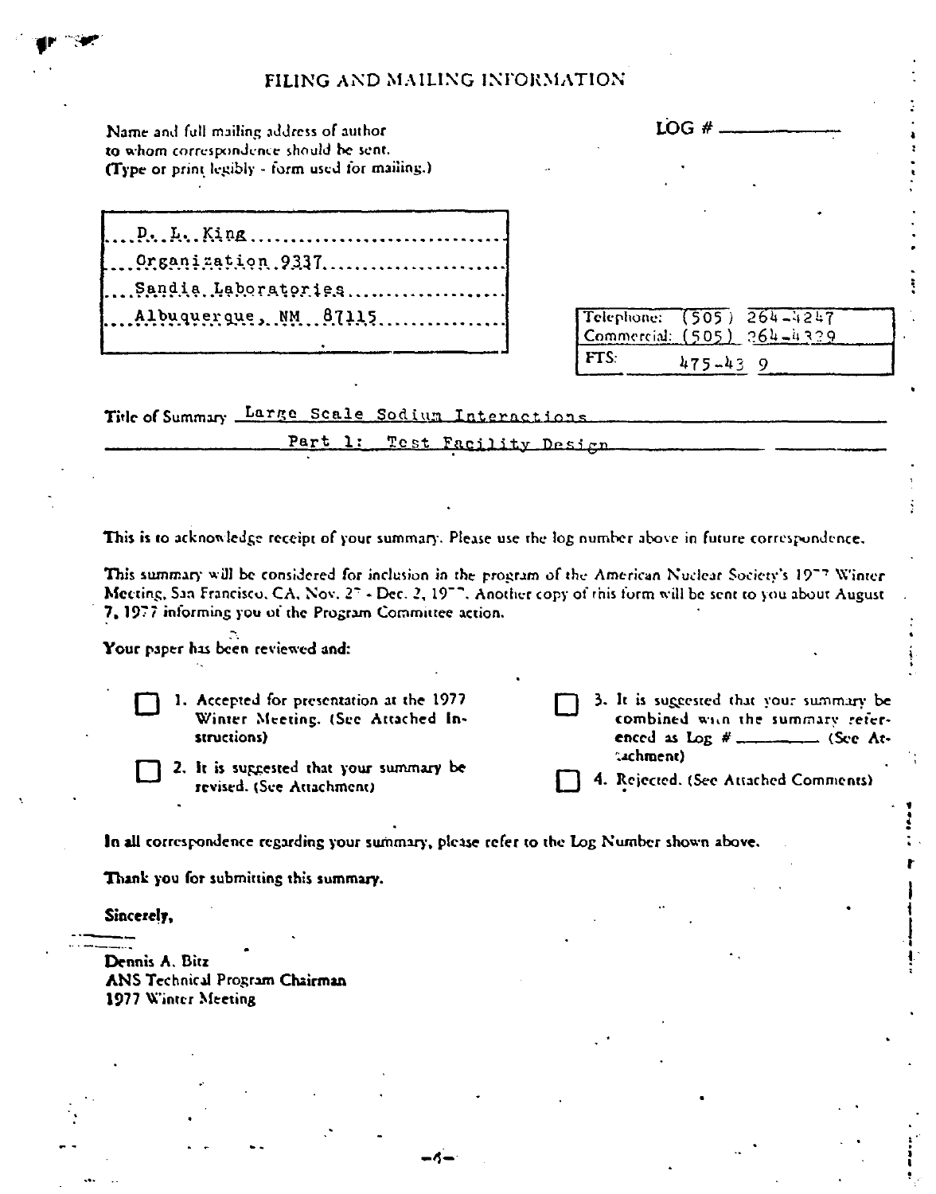# FILING AND MAILING INFORMATION

Name and full mailing address of author to whom correspondence should be sent. (Type or print legibly - form used for mailing.)

LOG # ___________

D. L. King
Organization 9337
Sandia Laboratories
Albuquerque, NM 87115

| | |
|---|---|
| Telephone: | (505) 264-4247 |
| Commercial: | (505) 264-4329 |
| FTS: | 475-43 9 |

Title of Summary: Large Scale Sodium Interactions Part 1: Test Facility Design

This is to acknowledge receipt of your summary. Please use the log number above in future correspondence.

This summary will be considered for inclusion in the program of the American Nuclear Society's 1977 Winter Meeting, San Francisco, CA, Nov. 27 - Dec. 2, 1977. Another copy of this form will be sent to you about August 7, 1977 informing you of the Program Committee action.

Your paper has been reviewed and:

- ☐ 1. Accepted for presentation at the 1977 Winter Meeting. (See Attached Instructions)
- ☐ 2. It is suggested that your summary be revised. (See Attachment)
- ☐ 3. It is suggested that your summary be combined with the summary referenced as Log # ________ (See Attachment)
- ☐ 4. Rejected. (See Attached Comments)

In all correspondence regarding your summary, please refer to the Log Number shown above.

Thank you for submitting this summary.

Sincerely,

Dennis A. Bitz
ANS Technical Program Chairman
1977 Winter Meeting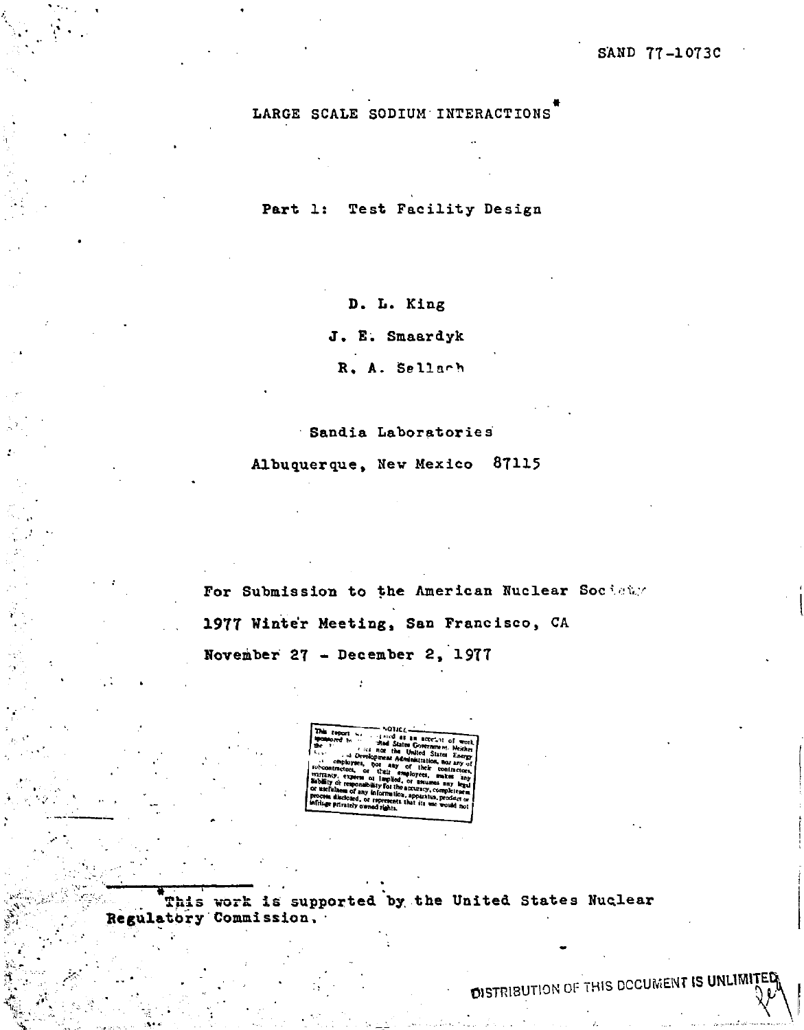SAND 77-1073C

# LARGE SCALE SODIUM INTERACTIONS*

## Part 1: Test Facility Design

D. L. King

J. E. Smaardyk

R. A. Sellach

Sandia Laboratories

Albuquerque, New Mexico 87115

For Submission to the American Nuclear Society

1977 Winter Meeting, San Francisco, CA

November 27 - December 2, 1977

NOTICE — This report was prepared as an account of work sponsored by the United States Government. Neither the United States nor the United States Energy Research and Development Administration, nor any of their employees, nor any of their contractors, subcontractors, or their employees, makes any warranty, express or implied, or assumes any legal liability or responsibility for the accuracy, completeness or usefulness of any information, apparatus, product or process disclosed, or represents that its use would not infringe privately owned rights.

*This work is supported by the United States Nuclear Regulatory Commission.

DISTRIBUTION OF THIS DOCUMENT IS UNLIMITED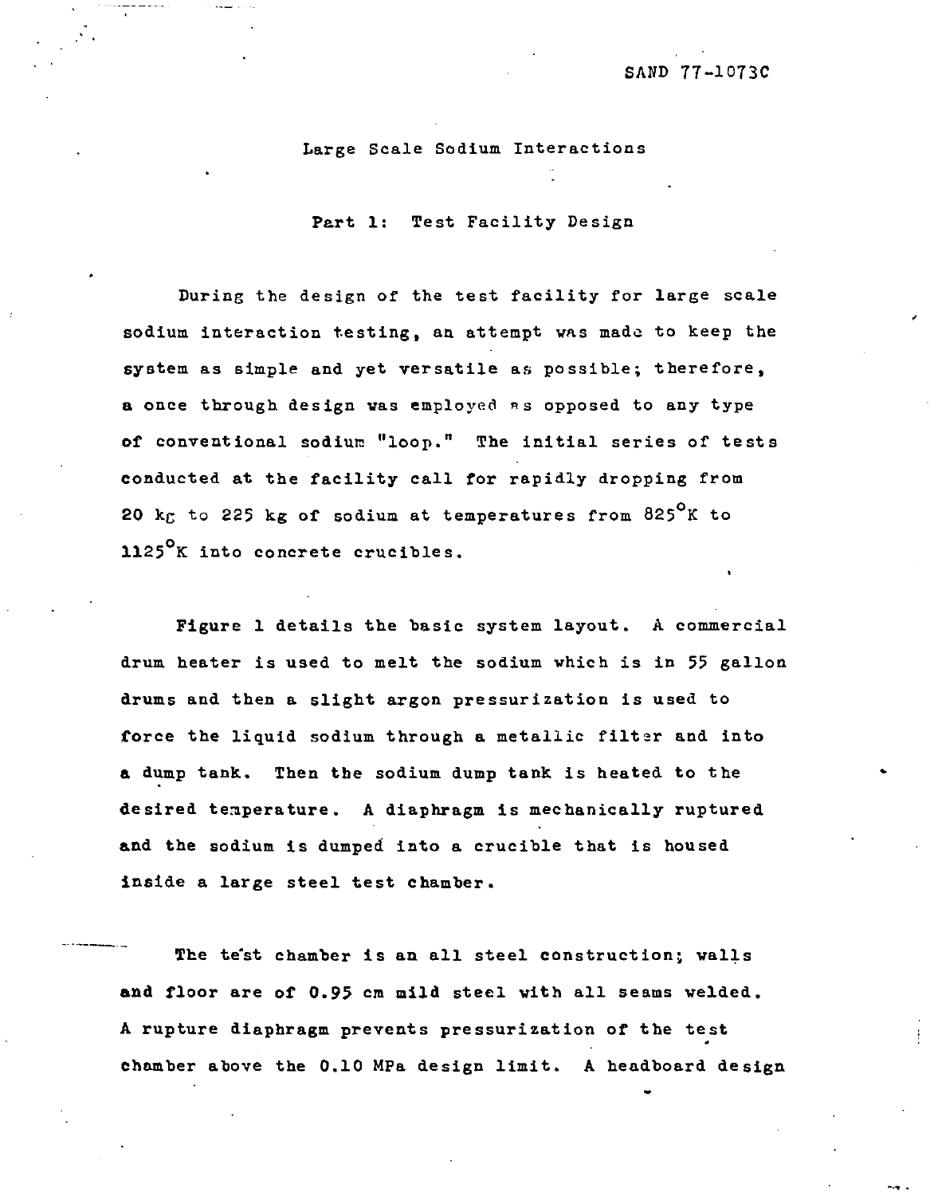SAND 77-1073C

# Large Scale Sodium Interactions

## Part 1: Test Facility Design

During the design of the test facility for large scale sodium interaction testing, an attempt was made to keep the system as simple and yet versatile as possible; therefore, a once through design was employed as opposed to any type of conventional sodium "loop." The initial series of tests conducted at the facility call for rapidly dropping from 20 kg to 225 kg of sodium at temperatures from 825°K to 1125°K into concrete crucibles.

Figure 1 details the basic system layout. A commercial drum heater is used to melt the sodium which is in 55 gallon drums and then a slight argon pressurization is used to force the liquid sodium through a metallic filter and into a dump tank. Then the sodium dump tank is heated to the desired temperature. A diaphragm is mechanically ruptured and the sodium is dumped into a crucible that is housed inside a large steel test chamber.

The test chamber is an all steel construction; walls and floor are of 0.95 cm mild steel with all seams welded. A rupture diaphragm prevents pressurization of the test chamber above the 0.10 MPa design limit. A headboard design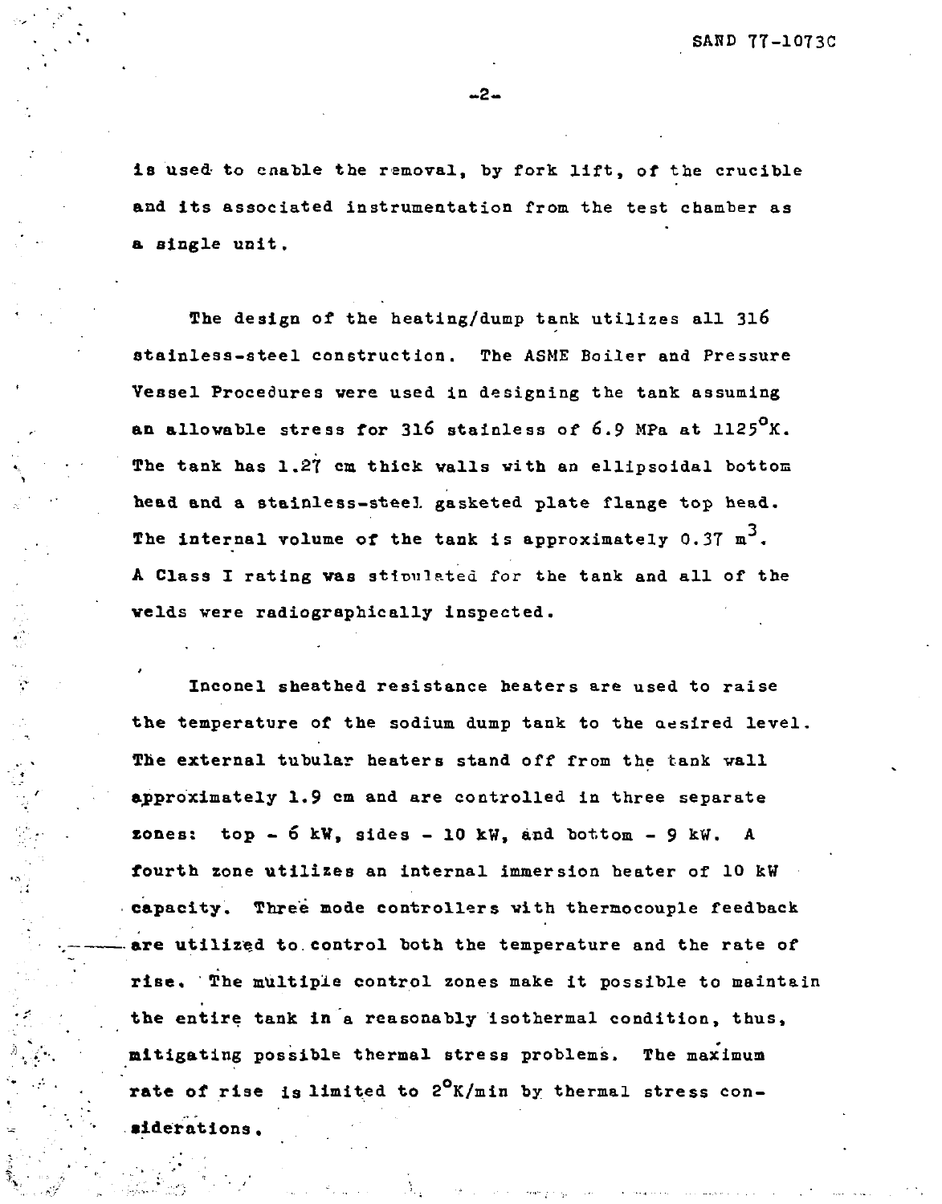is used to enable the removal, by fork lift, of the crucible and its associated instrumentation from the test chamber as a single unit.

The design of the heating/dump tank utilizes all 316 stainless-steel construction. The ASME Boiler and Pressure Vessel Procedures were used in designing the tank assuming an allowable stress for 316 stainless of 6.9 MPa at $1125^{\circ}K$. The tank has 1.27 cm thick walls with an ellipsoidal bottom head and a stainless-steel gasketed plate flange top head. The internal volume of the tank is approximately 0.37 $m^3$. A Class I rating was stipulated for the tank and all of the welds were radiographically inspected.

Inconel sheathed resistance heaters are used to raise the temperature of the sodium dump tank to the desired level. The external tubular heaters stand off from the tank wall approximately 1.9 cm and are controlled in three separate zones: top - 6 kW, sides - 10 kW, and bottom - 9 kW. A fourth zone utilizes an internal immersion heater of 10 kW capacity. Three mode controllers with thermocouple feedback are utilized to control both the temperature and the rate of rise. The multiple control zones make it possible to maintain the entire tank in a reasonably isothermal condition, thus, mitigating possible thermal stress problems. The maximum rate of rise is limited to $2^{\circ}K$/min by thermal stress considerations.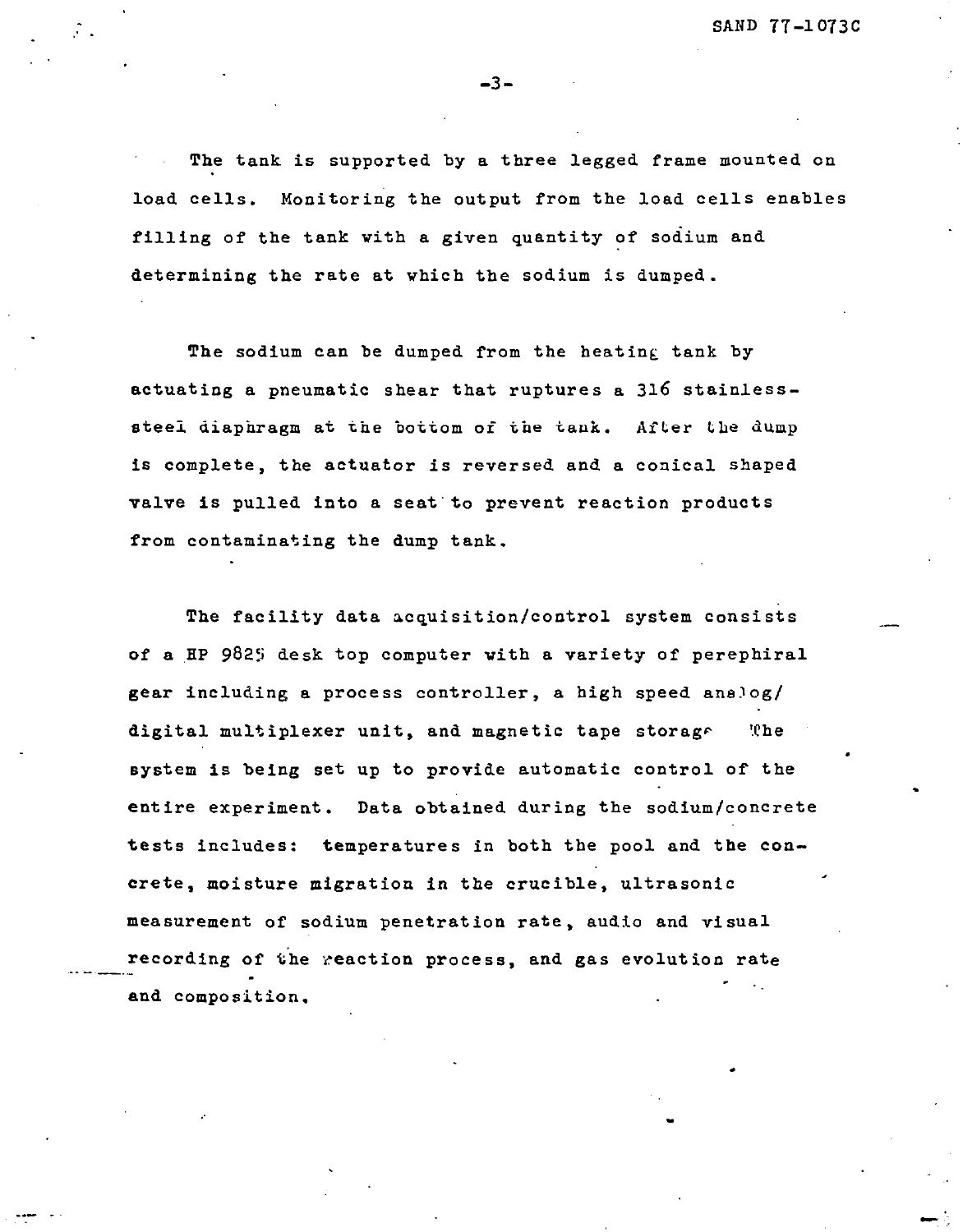The tank is supported by a three legged frame mounted on load cells. Monitoring the output from the load cells enables filling of the tank with a given quantity of sodium and determining the rate at which the sodium is dumped.

The sodium can be dumped from the heating tank by actuating a pneumatic shear that ruptures a 316 stainless-steel diaphragm at the bottom of the tank. After the dump is complete, the actuator is reversed and a conical shaped valve is pulled into a seat to prevent reaction products from contaminating the dump tank.

The facility data acquisition/control system consists of a HP 9825 desk top computer with a variety of perephiral gear including a process controller, a high speed analog/digital multiplexer unit, and magnetic tape storage. The system is being set up to provide automatic control of the entire experiment. Data obtained during the sodium/concrete tests includes: temperatures in both the pool and the concrete, moisture migration in the crucible, ultrasonic measurement of sodium penetration rate, audio and visual recording of the reaction process, and gas evolution rate and composition.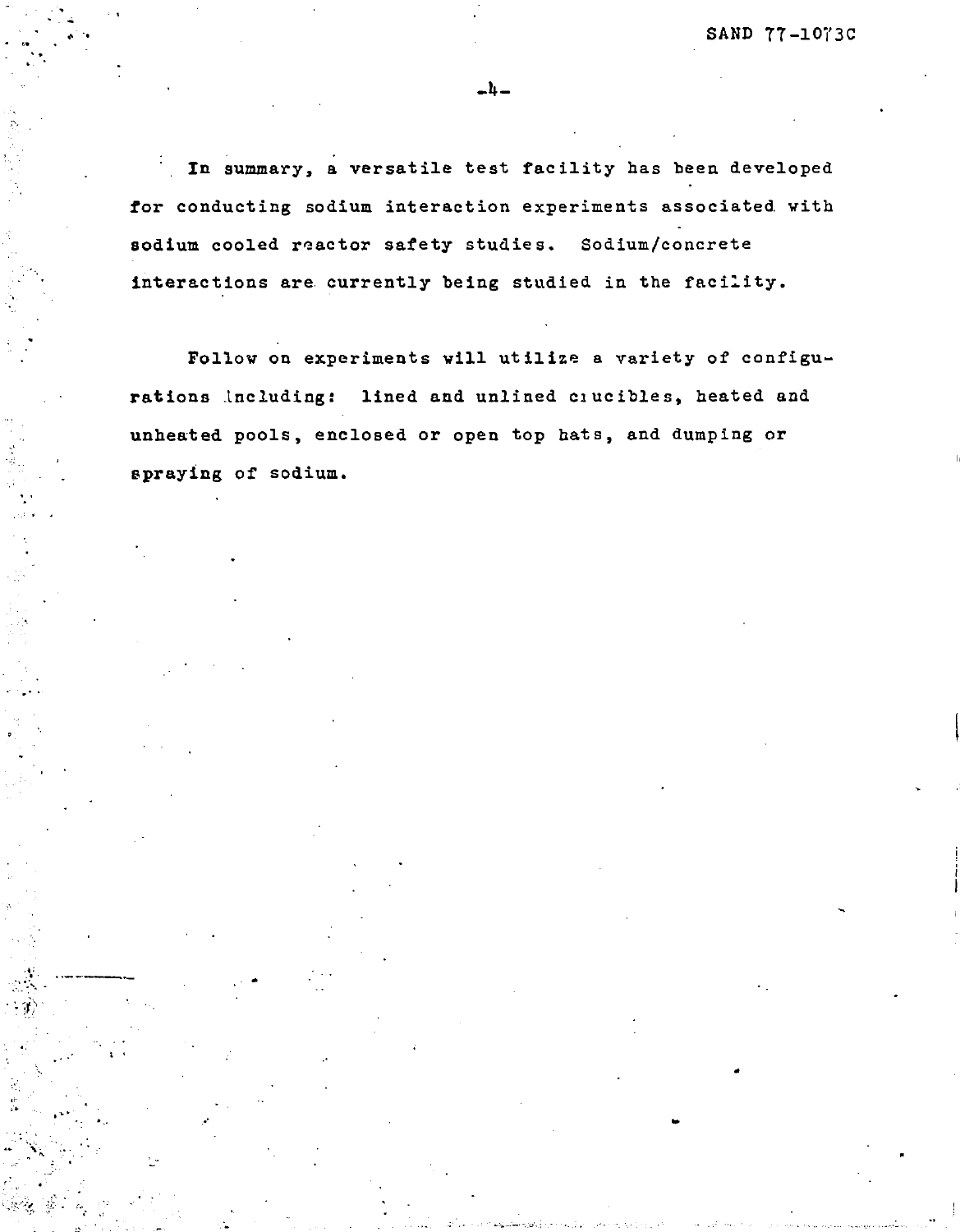In summary, a versatile test facility has been developed for conducting sodium interaction experiments associated with sodium cooled reactor safety studies. Sodium/concrete interactions are currently being studied in the facility.

Follow on experiments will utilize a variety of configurations including: lined and unlined crucibles, heated and unheated pools, enclosed or open top hats, and dumping or spraying of sodium.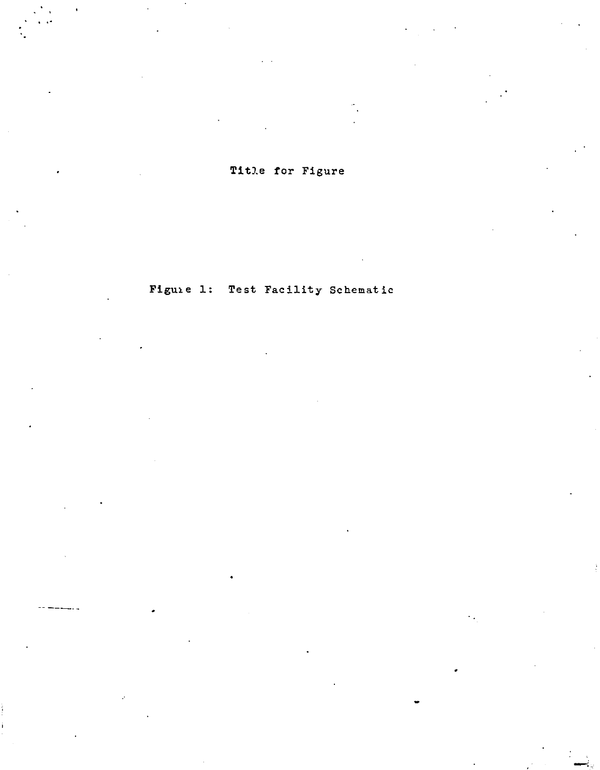Title for Figure

Figure 1: Test Facility Schematic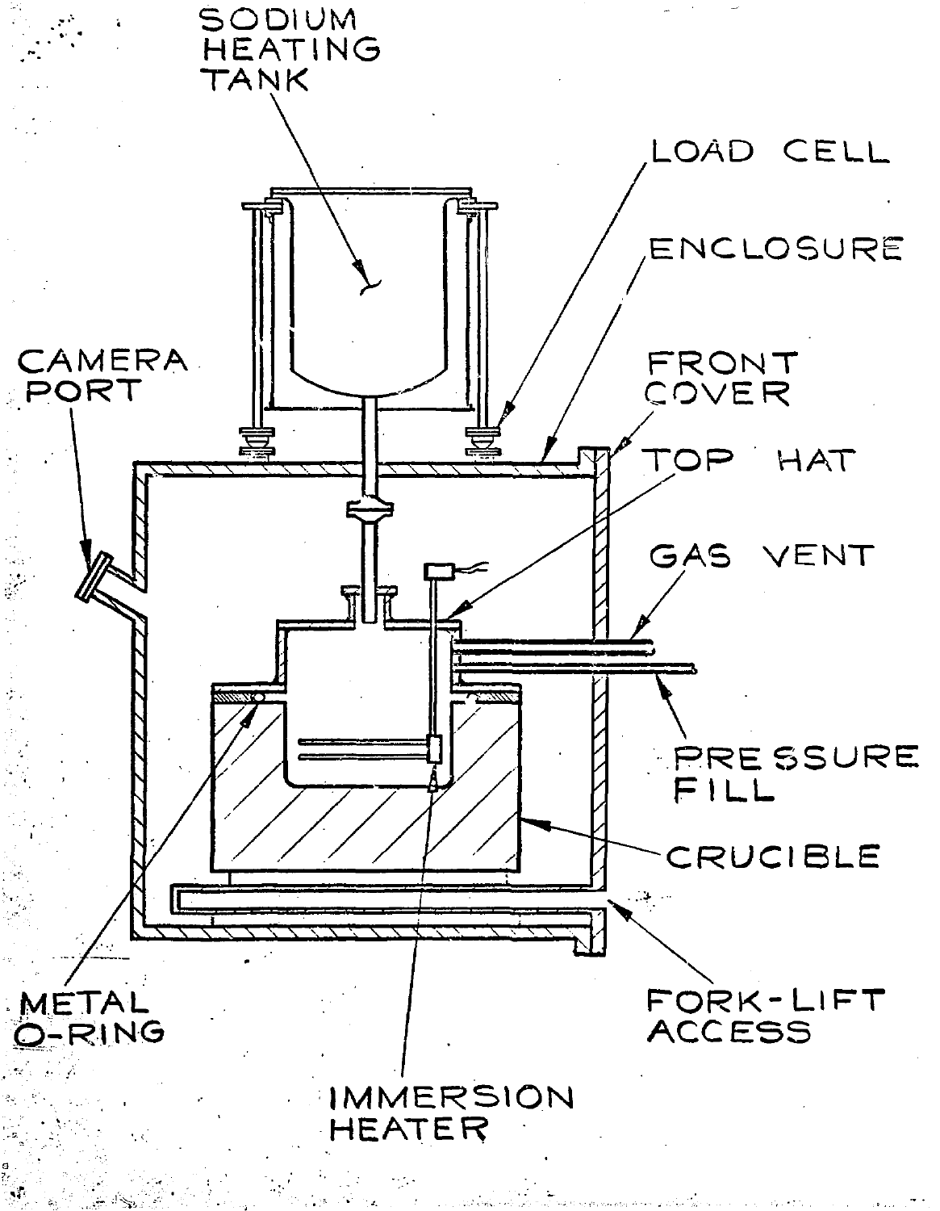SODIUM HEATING TANK

LOAD CELL

ENCLOSURE

CAMERA PORT

FRONT COVER

TOP HAT

GAS VENT

PRESSURE FILL

CRUCIBLE

METAL O-RING

FORK-LIFT ACCESS

IMMERSION HEATER